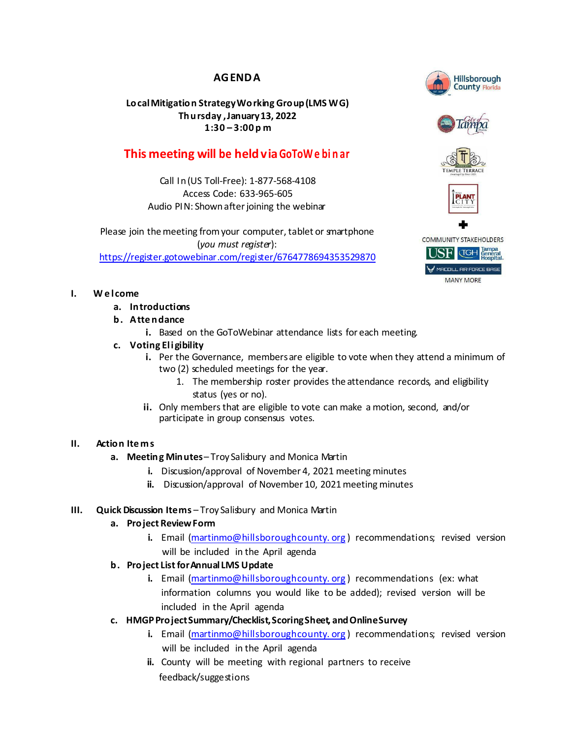# AGENDA

**Local Mitigation Strategy Working Group (LMS WG)**
**Thursday, January 13, 2022**
**1:30 – 3:00 pm**

## This meeting will be held via GoToWebinar

Call In (US Toll-Free): 1-877-568-4108
Access Code: 633-965-605
Audio PIN: Shown after joining the webinar

Please join the meeting from your computer, tablet or smartphone (*you must register*):
https://register.gotowebinar.com/register/6764778694353529870

Hillsborough County Florida
City of Tampa
Temple Terrace
Plant City
+
COMMUNITY STAKEHOLDERS
USF
TGH Tampa General Hospital
MacDill Air Force Base
MANY MORE

**I. Welcome**

- **a. Introductions**
- **b. Attendance**
  - i. Based on the GoToWebinar attendance lists for each meeting.
- **c. Voting Eligibility**
  - i. Per the Governance, members are eligible to vote when they attend a minimum of two (2) scheduled meetings for the year.
    1. The membership roster provides the attendance records, and eligibility status (yes or no).
  - ii. Only members that are eligible to vote can make a motion, second, and/or participate in group consensus votes.

**II. Action Items**

- **a. Meeting Minutes** – Troy Salisbury and Monica Martin
  - i. Discussion/approval of November 4, 2021 meeting minutes
  - ii. Discussion/approval of November 10, 2021 meeting minutes

**III. Quick Discussion Items** – Troy Salisbury and Monica Martin

- **a. Project Review Form**
  - i. Email (martinmo@hillsboroughcounty.org) recommendations; revised version will be included in the April agenda
- **b. Project List for Annual LMS Update**
  - i. Email (martinmo@hillsboroughcounty.org) recommendations (ex: what information columns you would like to be added); revised version will be included in the April agenda
- **c. HMGP Project Summary/Checklist, Scoring Sheet, and Online Survey**
  - i. Email (martinmo@hillsboroughcounty.org) recommendations; revised version will be included in the April agenda
  - ii. County will be meeting with regional partners to receive feedback/suggestions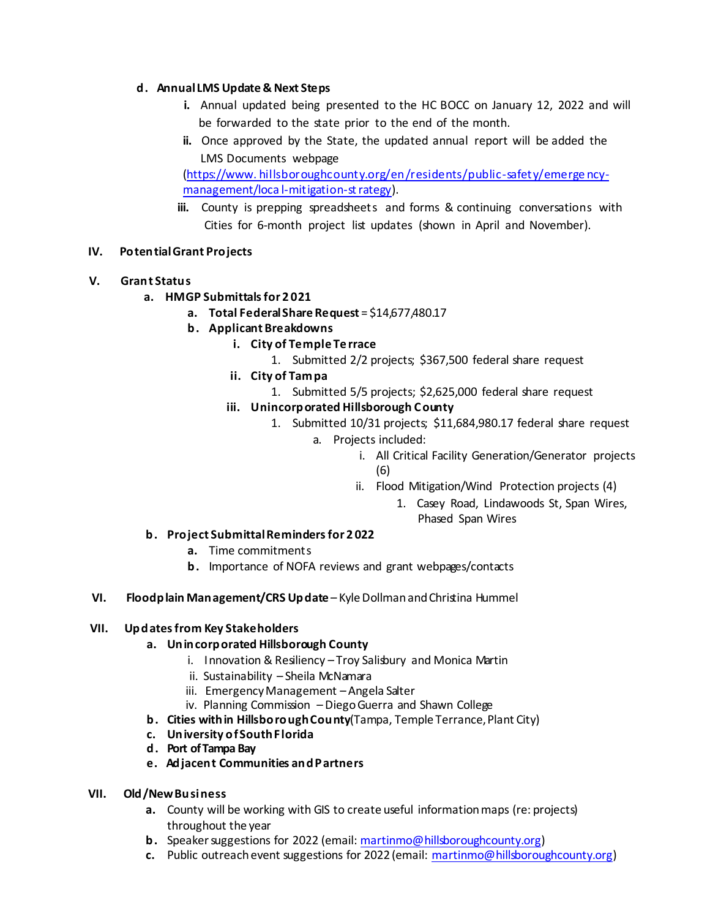- **d. Annual LMS Update & Next Steps**
  - **i.** Annual updated being presented to the HC BOCC on January 12, 2022 and will be forwarded to the state prior to the end of the month.
  - **ii.** Once approved by the State, the updated annual report will be added the LMS Documents webpage (https://www.hillsboroughcounty.org/en/residents/public-safety/emergency-management/local-mitigation-strategy).
  - **iii.** County is prepping spreadsheets and forms & continuing conversations with Cities for 6-month project list updates (shown in April and November).

**IV. Potential Grant Projects**

**V. Grant Status**

- **a. HMGP Submittals for 2021**
  - **a. Total Federal Share Request** = $14,677,480.17
  - **b. Applicant Breakdowns**
    - **i. City of Temple Terrace**
      1. Submitted 2/2 projects; $367,500 federal share request
    - **ii. City of Tampa**
      1. Submitted 5/5 projects; $2,625,000 federal share request
    - **iii. Unincorporated Hillsborough County**
      1. Submitted 10/31 projects; $11,684,980.17 federal share request
         - a. Projects included:
           - i. All Critical Facility Generation/Generator projects (6)
           - ii. Flood Mitigation/Wind Protection projects (4)
             1. Casey Road, Lindawoods St, Span Wires, Phased Span Wires
- **b. Project Submittal Reminders for 2022**
  - **a.** Time commitments
  - **b.** Importance of NOFA reviews and grant webpages/contacts

**VI. Floodplain Management/CRS Update** – Kyle Dollman and Christina Hummel

**VII. Updates from Key Stakeholders**

- **a. Unincorporated Hillsborough County**
  - i. Innovation & Resiliency – Troy Salisbury and Monica Martin
  - ii. Sustainability – Sheila McNamara
  - iii. Emergency Management – Angela Salter
  - iv. Planning Commission – Diego Guerra and Shawn College
- **b. Cities within Hillsborough County** (Tampa, Temple Terrance, Plant City)
- **c. University of South Florida**
- **d. Port of Tampa Bay**
- **e. Adjacent Communities and Partners**

**VII. Old/New Business**

- **a.** County will be working with GIS to create useful information maps (re: projects) throughout the year
- **b.** Speaker suggestions for 2022 (email: martinmo@hillsboroughcounty.org)
- **c.** Public outreach event suggestions for 2022 (email: martinmo@hillsboroughcounty.org)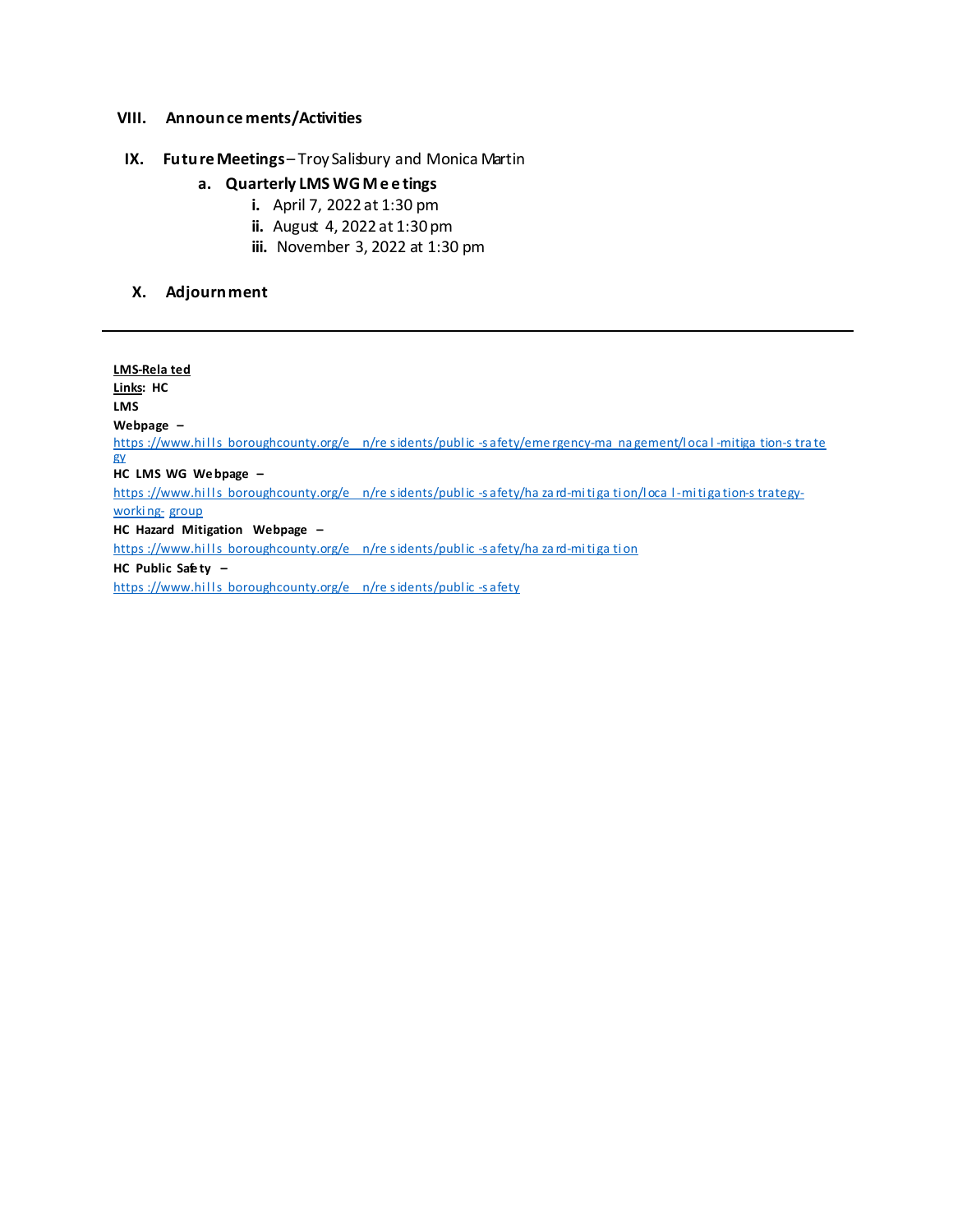**VIII. Announcements/Activities**

**IX. Future Meetings** – Troy Salisbury and Monica Martin

**a. Quarterly LMS WG Meetings**

**i.** April 7, 2022 at 1:30 pm

**ii.** August 4, 2022 at 1:30 pm

**iii.** November 3, 2022 at 1:30 pm

**X. Adjournment**

---

**LMS-Related Links: HC LMS Webpage** – https://www.hillsboroughcounty.org/en/residents/public-safety/emergency-management/local-mitigation-strategy

**HC LMS WG Webpage** – https://www.hillsboroughcounty.org/en/residents/public-safety/hazard-mitigation/local-mitigation-strategy-working-group

**HC Hazard Mitigation Webpage** – https://www.hillsboroughcounty.org/en/residents/public-safety/hazard-mitigation

**HC Public Safety** – https://www.hillsboroughcounty.org/en/residents/public-safety